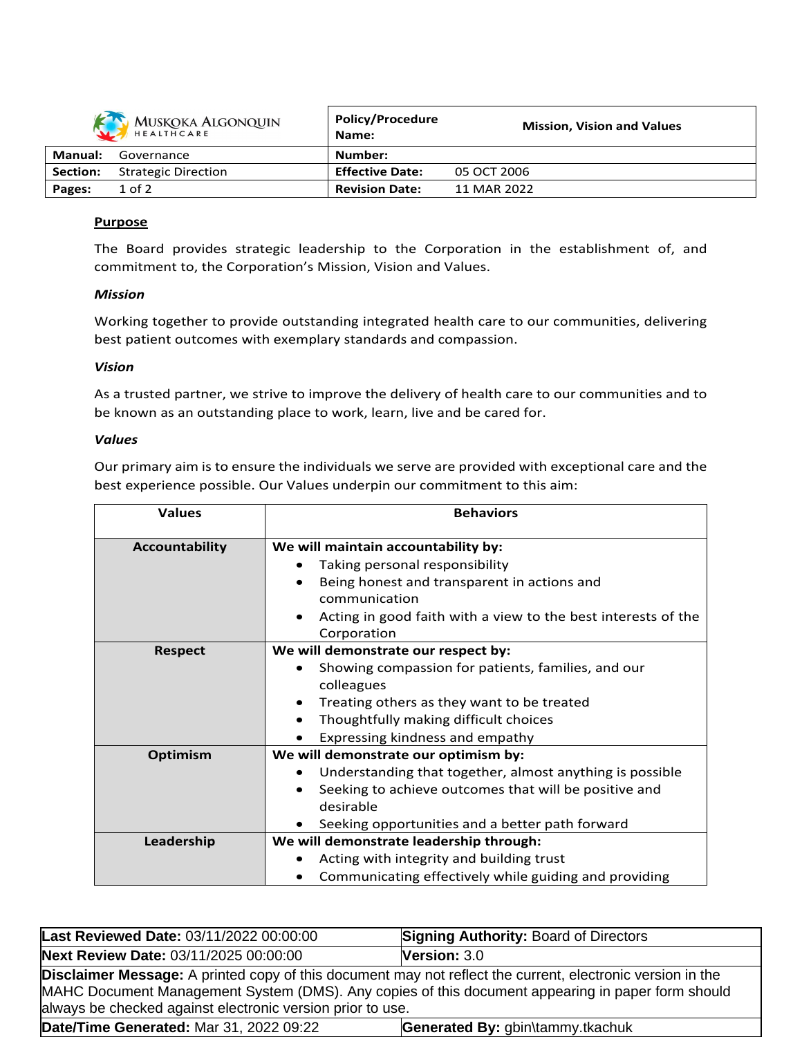| Muskoka Algonquin Healthcare | | Policy/Procedure Name: | Mission, Vision and Values |
|---|---|---|---|
| **Manual:** | Governance | **Number:** | |
| **Section:** | Strategic Direction | **Effective Date:** | 05 OCT 2006 |
| **Pages:** | 1 of 2 | **Revision Date:** | 11 MAR 2022 |

## Purpose

The Board provides strategic leadership to the Corporation in the establishment of, and commitment to, the Corporation's Mission, Vision and Values.

### *Mission*

Working together to provide outstanding integrated health care to our communities, delivering best patient outcomes with exemplary standards and compassion.

### *Vision*

As a trusted partner, we strive to improve the delivery of health care to our communities and to be known as an outstanding place to work, learn, live and be cared for.

### *Values*

Our primary aim is to ensure the individuals we serve are provided with exceptional care and the best experience possible. Our Values underpin our commitment to this aim:

| Values | Behaviors |
|---|---|
| **Accountability** | **We will maintain accountability by:**<br>• Taking personal responsibility<br>• Being honest and transparent in actions and communication<br>• Acting in good faith with a view to the best interests of the Corporation |
| **Respect** | **We will demonstrate our respect by:**<br>• Showing compassion for patients, families, and our colleagues<br>• Treating others as they want to be treated<br>• Thoughtfully making difficult choices<br>• Expressing kindness and empathy |
| **Optimism** | **We will demonstrate our optimism by:**<br>• Understanding that together, almost anything is possible<br>• Seeking to achieve outcomes that will be positive and desirable<br>• Seeking opportunities and a better path forward |
| **Leadership** | **We will demonstrate leadership through:**<br>• Acting with integrity and building trust<br>• Communicating effectively while guiding and providing |

| | |
|---|---|
| **Last Reviewed Date:** 03/11/2022 00:00:00 | **Signing Authority:** Board of Directors |
| **Next Review Date:** 03/11/2025 00:00:00 | **Version:** 3.0 |
| **Disclaimer Message:** A printed copy of this document may not reflect the current, electronic version in the MAHC Document Management System (DMS). Any copies of this document appearing in paper form should always be checked against electronic version prior to use. | |
| **Date/Time Generated:** Mar 31, 2022 09:22 | **Generated By:** gbin\tammy.tkachuk |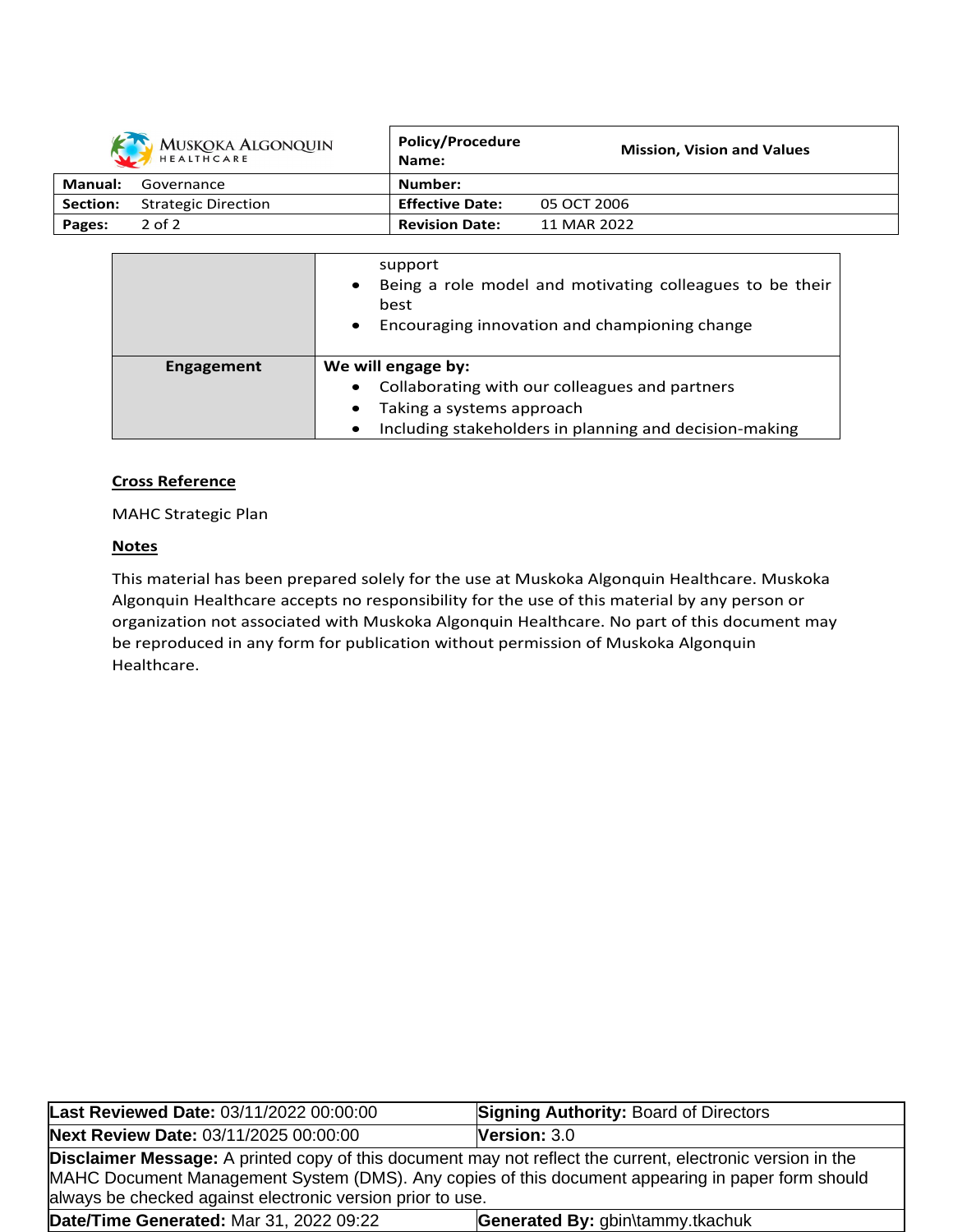| | |
|---|---|
| | support<br>• Being a role model and motivating colleagues to be their best<br>• Encouraging innovation and championing change |
| **Engagement** | **We will engage by:**<br>• Collaborating with our colleagues and partners<br>• Taking a systems approach<br>• Including stakeholders in planning and decision-making |

**Cross Reference**

MAHC Strategic Plan

**Notes**

This material has been prepared solely for the use at Muskoka Algonquin Healthcare. Muskoka Algonquin Healthcare accepts no responsibility for the use of this material by any person or organization not associated with Muskoka Algonquin Healthcare. No part of this document may be reproduced in any form for publication without permission of Muskoka Algonquin Healthcare.

| | |
|---|---|
| **Last Reviewed Date:** 03/11/2022 00:00:00 | **Signing Authority:** Board of Directors |
| **Next Review Date:** 03/11/2025 00:00:00 | **Version:** 3.0 |
| **Disclaimer Message:** A printed copy of this document may not reflect the current, electronic version in the MAHC Document Management System (DMS). Any copies of this document appearing in paper form should always be checked against electronic version prior to use. | |
| **Date/Time Generated:** Mar 31, 2022 09:22 | **Generated By:** gbin\tammy.tkachuk |